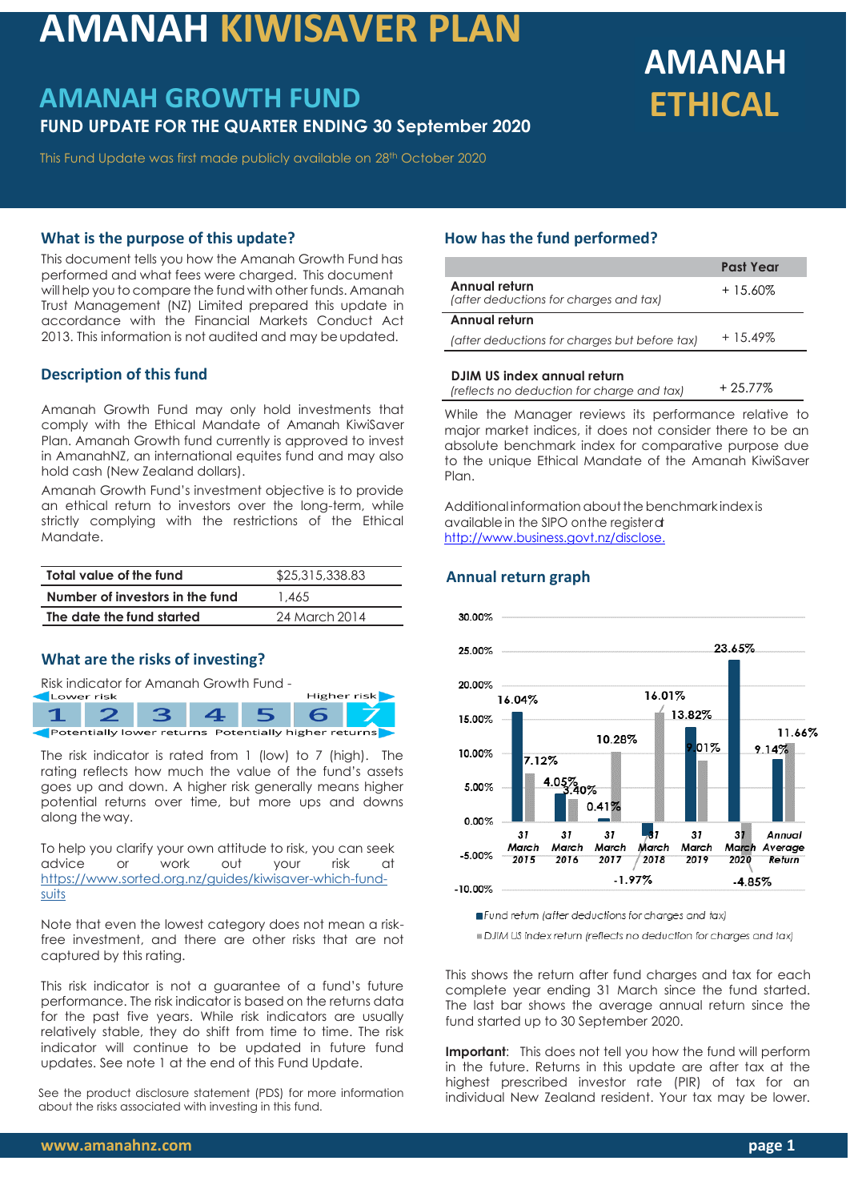# AMANAH KIWISAVER PLAN

## AMANAH GROWTH FUND

**FUND UPDATE FOR THE QUARTER ENDING 30 September 2020**

**AMANAH ETHICAL**

This Fund Update was first made publicly available on 28th October 2020

### What is the purpose of this update?

This document tells you how the Amanah Growth Fund has performed and what fees were charged. This document will help you to compare the fund with other funds. Amanah Trust Management (NZ) Limited prepared this update in accordance with the Financial Markets Conduct Act 2013. This information is not audited and may be updated.

### Description of this fund

Amanah Growth Fund may only hold investments that comply with the Ethical Mandate of Amanah KiwiSaver Plan. Amanah Growth fund currently is approved to invest in AmanahNZ, an international equites fund and may also hold cash (New Zealand dollars).

Amanah Growth Fund's investment objective is to provide an ethical return to investors over the long-term, while strictly complying with the restrictions of the Ethical Mandate.

| | |
|---|---|
| **Total value of the fund** | $25,315,338.83 |
| **Number of investors in the fund** | 1,465 |
| **The date the fund started** | 24 March 2014 |

### What are the risks of investing?

Risk indicator for Amanah Growth Fund -

Lower risk — Higher risk

1 | 2 | 3 | 4 | 5 | 6 | **7**

Potentially lower returns — Potentially higher returns

The risk indicator is rated from 1 (low) to 7 (high). The rating reflects how much the value of the fund's assets goes up and down. A higher risk generally means higher potential returns over time, but more ups and downs along the way.

To help you clarify your own attitude to risk, you can seek advice or work out your risk at https://www.sorted.org.nz/guides/kiwisaver-which-fund-suits

Note that even the lowest category does not mean a risk-free investment, and there are other risks that are not captured by this rating.

This risk indicator is not a guarantee of a fund's future performance. The risk indicator is based on the returns data for the past five years. While risk indicators are usually relatively stable, they do shift from time to time. The risk indicator will continue to be updated in future fund updates. See note 1 at the end of this Fund Update.

See the product disclosure statement (PDS) for more information about the risks associated with investing in this fund.

### How has the fund performed?

| | Past Year |
|---|---|
| **Annual return** *(after deductions for charges and tax)* | + 15.60% |
| **Annual return** *(after deductions for charges but before tax)* | + 15.49% |
| **DJIM US index annual return** *(reflects no deduction for charge and tax)* | + 25.77% |

While the Manager reviews its performance relative to major market indices, it does not consider there to be an absolute benchmark index for comparative purpose due to the unique Ethical Mandate of the Amanah KiwiSaver Plan.

Additional information about the benchmark index is available in the SIPO on the register at http://www.business.govt.nz/disclose.

### Annual return graph

| | Fund return (after deductions for charges and tax) | DJIM US index return (reflects no deduction for charges and tax) |
|---|---|---|
| 31 March 2015 | 16.04% | 7.12% |
| 31 March 2016 | 4.05% | 3.40% |
| 31 March 2017 | 0.41% | 10.28% |
| 31 March 2018 | -1.97% | 16.01% |
| 31 March 2019 | 13.82% | 9.01% |
| 31 March 2020 | 23.65% | -4.85% |
| Annual Average Return | 9.14% | 11.66% |

This shows the return after fund charges and tax for each complete year ending 31 March since the fund started. The last bar shows the average annual return since the fund started up to 30 September 2020.

**Important**: This does not tell you how the fund will perform in the future. Returns in this update are after tax at the highest prescribed investor rate (PIR) of tax for an individual New Zealand resident. Your tax may be lower.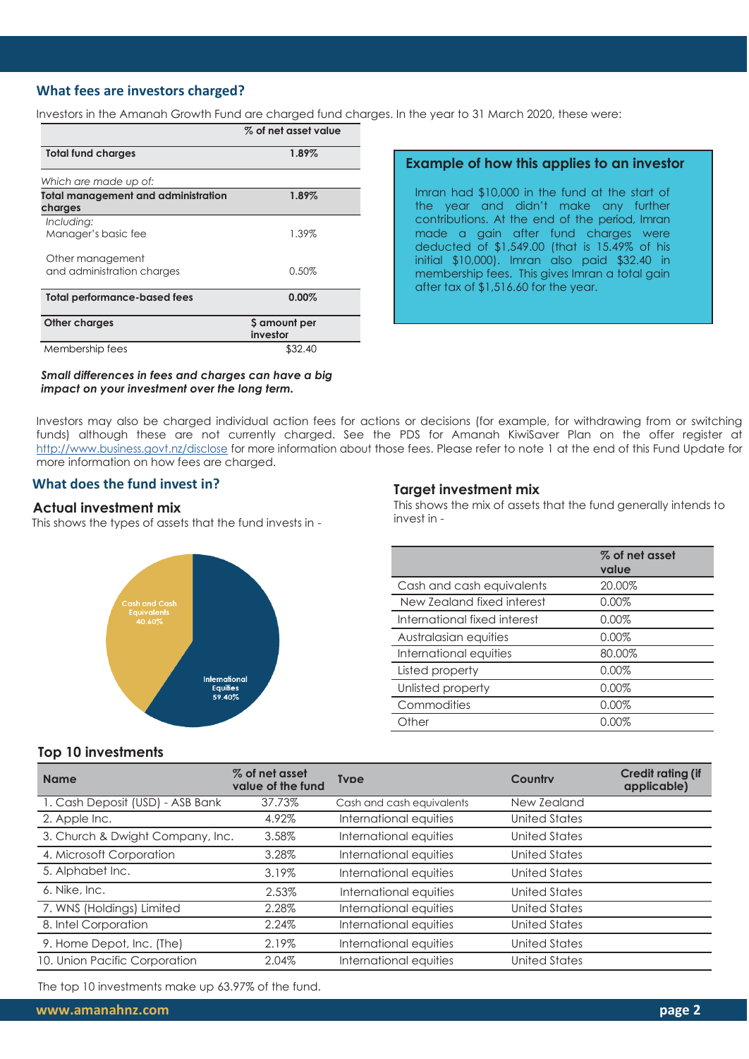## What fees are investors charged?

Investors in the Amanah Growth Fund are charged fund charges. In the year to 31 March 2020, these were:

| | % of net asset value |
|---|---|
| **Total fund charges** | **1.89%** |
| *Which are made up of:* | |
| **Total management and administration charges** | **1.89%** |
| *Including:* Manager's basic fee | 1.39% |
| Other management and administration charges | 0.50% |
| **Total performance-based fees** | **0.00%** |
| **Other charges** | **$ amount per investor** |
| Membership fees | $32.40 |

***Small differences in fees and charges can have a big impact on your investment over the long term.***

### Example of how this applies to an investor

Imran had $10,000 in the fund at the start of the year and didn't make any further contributions. At the end of the period, Imran made a gain after fund charges were deducted of $1,549.00 (that is 15.49% of his initial $10,000). Imran also paid $32.40 in membership fees. This gives Imran a total gain after tax of $1,516.60 for the year.

Investors may also be charged individual action fees for actions or decisions (for example, for withdrawing from or switching funds) although these are not currently charged. See the PDS for Amanah KiwiSaver Plan on the offer register at http://www.business.govt.nz/disclose for more information about those fees. Please refer to note 1 at the end of this Fund Update for more information on how fees are charged.

## What does the fund invest in?

### Actual investment mix

This shows the types of assets that the fund invests in -

- Cash and Cash Equivalents 40.60%
- International Equities 59.40%

### Target investment mix

This shows the mix of assets that the fund generally intends to invest in -

| | % of net asset value |
|---|---|
| Cash and cash equivalents | 20.00% |
| New Zealand fixed interest | 0.00% |
| International fixed interest | 0.00% |
| Australasian equities | 0.00% |
| International equities | 80.00% |
| Listed property | 0.00% |
| Unlisted property | 0.00% |
| Commodities | 0.00% |
| Other | 0.00% |

### Top 10 investments

| Name | % of net asset value of the fund | Type | Country | Credit rating (if applicable) |
|---|---|---|---|---|
| 1. Cash Deposit (USD) - ASB Bank | 37.73% | Cash and cash equivalents | New Zealand | |
| 2. Apple Inc. | 4.92% | International equities | United States | |
| 3. Church & Dwight Company, Inc. | 3.58% | International equities | United States | |
| 4. Microsoft Corporation | 3.28% | International equities | United States | |
| 5. Alphabet Inc. | 3.19% | International equities | United States | |
| 6. Nike, Inc. | 2.53% | International equities | United States | |
| 7. WNS (Holdings) Limited | 2.28% | International equities | United States | |
| 8. Intel Corporation | 2.24% | International equities | United States | |
| 9. Home Depot, Inc. (The) | 2.19% | International equities | United States | |
| 10. Union Pacific Corporation | 2.04% | International equities | United States | |

The top 10 investments make up 63.97% of the fund.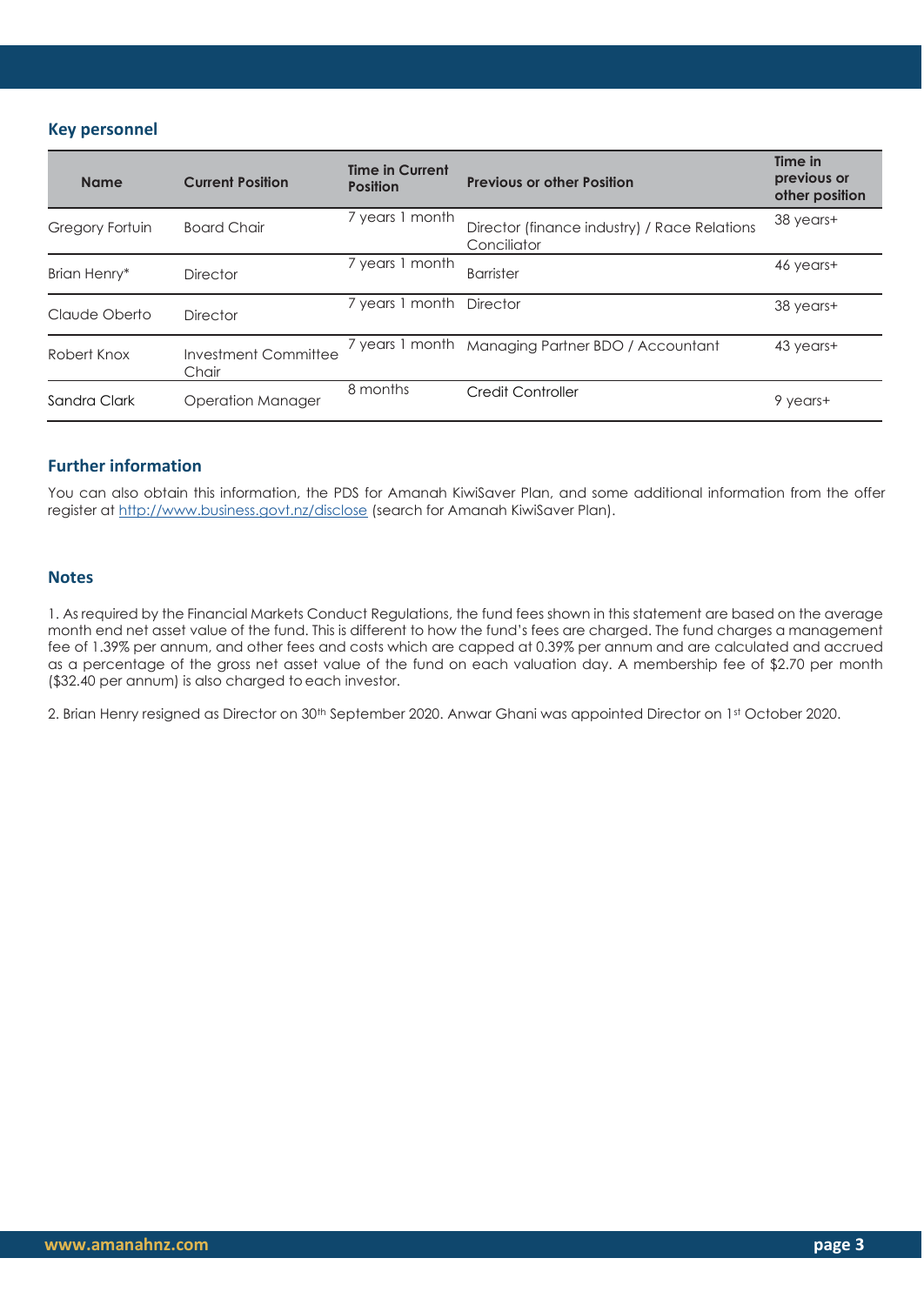## Key personnel

| Name | Current Position | Time in Current Position | Previous or other Position | Time in previous or other position |
|---|---|---|---|---|
| Gregory Fortuin | Board Chair | 7 years 1 month | Director (finance industry) / Race Relations Conciliator | 38 years+ |
| Brian Henry* | Director | 7 years 1 month | Barrister | 46 years+ |
| Claude Oberto | Director | 7 years 1 month | Director | 38 years+ |
| Robert Knox | Investment Committee Chair | 7 years 1 month | Managing Partner BDO / Accountant | 43 years+ |
| Sandra Clark | Operation Manager | 8 months | Credit Controller | 9 years+ |

## Further information

You can also obtain this information, the PDS for Amanah KiwiSaver Plan, and some additional information from the offer register at http://www.business.govt.nz/disclose (search for Amanah KiwiSaver Plan).

## Notes

1. As required by the Financial Markets Conduct Regulations, the fund fees shown in this statement are based on the average month end net asset value of the fund. This is different to how the fund's fees are charged. The fund charges a management fee of 1.39% per annum, and other fees and costs which are capped at 0.39% per annum and are calculated and accrued as a percentage of the gross net asset value of the fund on each valuation day. A membership fee of $2.70 per month ($32.40 per annum) is also charged to each investor.

2. Brian Henry resigned as Director on 30th September 2020. Anwar Ghani was appointed Director on 1st October 2020.